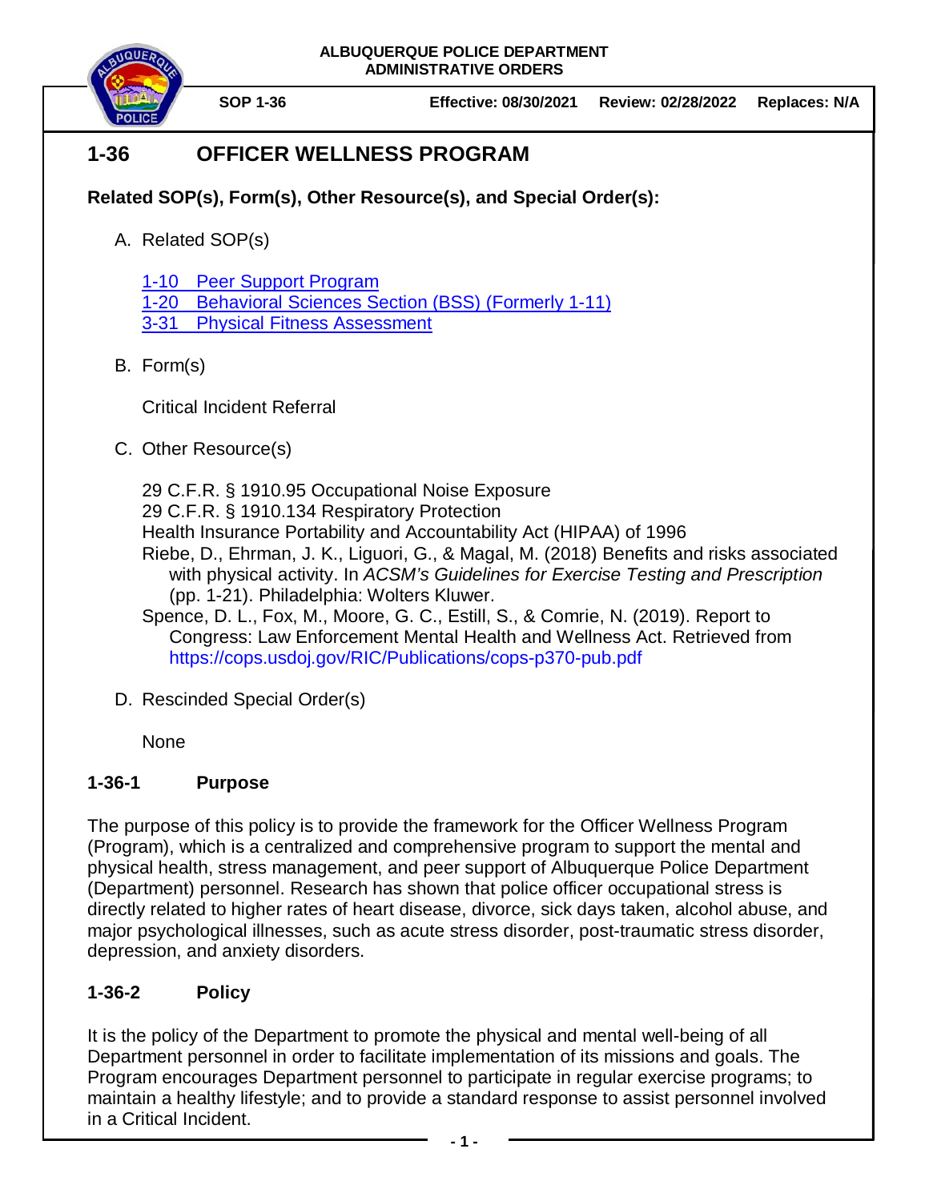ALBUQUERQUE POLICE DEPARTMENT
ADMINISTRATIVE ORDERS

**SOP 1-36** | **Effective: 08/30/2021** | **Review: 02/28/2022** | **Replaces: N/A**

# 1-36 OFFICER WELLNESS PROGRAM

**Related SOP(s), Form(s), Other Resource(s), and Special Order(s):**

A. Related SOP(s)

   1-10 Peer Support Program
   1-20 Behavioral Sciences Section (BSS) (Formerly 1-11)
   3-31 Physical Fitness Assessment

B. Form(s)

   Critical Incident Referral

C. Other Resource(s)

   29 C.F.R. § 1910.95 Occupational Noise Exposure
   29 C.F.R. § 1910.134 Respiratory Protection
   Health Insurance Portability and Accountability Act (HIPAA) of 1996
   Riebe, D., Ehrman, J. K., Liguori, G., & Magal, M. (2018) Benefits and risks associated with physical activity. In *ACSM's Guidelines for Exercise Testing and Prescription* (pp. 1-21). Philadelphia: Wolters Kluwer.
   Spence, D. L., Fox, M., Moore, G. C., Estill, S., & Comrie, N. (2019). Report to Congress: Law Enforcement Mental Health and Wellness Act. Retrieved from https://cops.usdoj.gov/RIC/Publications/cops-p370-pub.pdf

D. Rescinded Special Order(s)

   None

## 1-36-1 Purpose

The purpose of this policy is to provide the framework for the Officer Wellness Program (Program), which is a centralized and comprehensive program to support the mental and physical health, stress management, and peer support of Albuquerque Police Department (Department) personnel. Research has shown that police officer occupational stress is directly related to higher rates of heart disease, divorce, sick days taken, alcohol abuse, and major psychological illnesses, such as acute stress disorder, post-traumatic stress disorder, depression, and anxiety disorders.

## 1-36-2 Policy

It is the policy of the Department to promote the physical and mental well-being of all Department personnel in order to facilitate implementation of its missions and goals. The Program encourages Department personnel to participate in regular exercise programs; to maintain a healthy lifestyle; and to provide a standard response to assist personnel involved in a Critical Incident.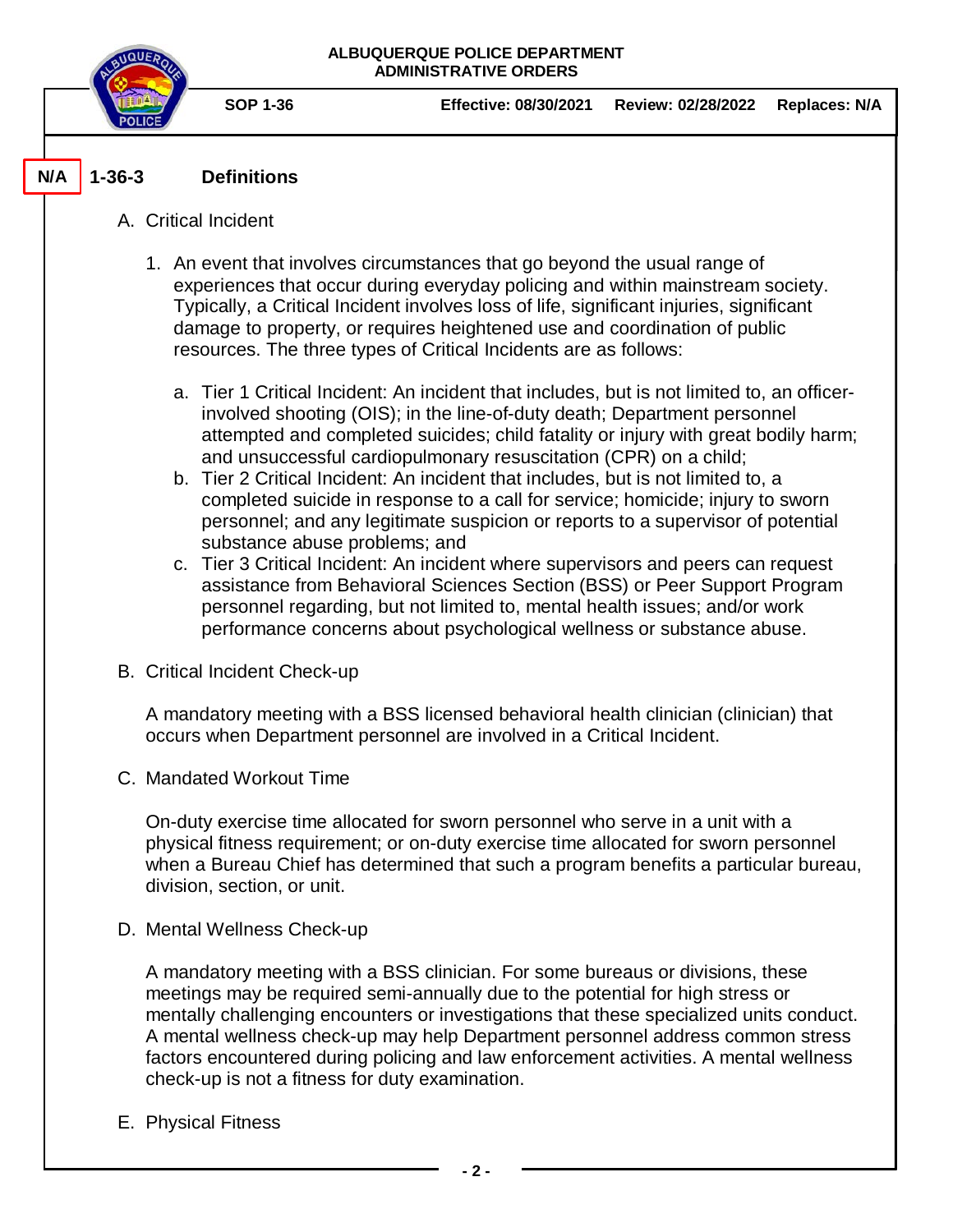N/A

## 1-36-3 Definitions

A. Critical Incident

1. An event that involves circumstances that go beyond the usual range of experiences that occur during everyday policing and within mainstream society. Typically, a Critical Incident involves loss of life, significant injuries, significant damage to property, or requires heightened use and coordination of public resources. The three types of Critical Incidents are as follows:

   a. Tier 1 Critical Incident: An incident that includes, but is not limited to, an officer-involved shooting (OIS); in the line-of-duty death; Department personnel attempted and completed suicides; child fatality or injury with great bodily harm; and unsuccessful cardiopulmonary resuscitation (CPR) on a child;
   
   b. Tier 2 Critical Incident: An incident that includes, but is not limited to, a completed suicide in response to a call for service; homicide; injury to sworn personnel; and any legitimate suspicion or reports to a supervisor of potential substance abuse problems; and
   
   c. Tier 3 Critical Incident: An incident where supervisors and peers can request assistance from Behavioral Sciences Section (BSS) or Peer Support Program personnel regarding, but not limited to, mental health issues; and/or work performance concerns about psychological wellness or substance abuse.

B. Critical Incident Check-up

A mandatory meeting with a BSS licensed behavioral health clinician (clinician) that occurs when Department personnel are involved in a Critical Incident.

C. Mandated Workout Time

On-duty exercise time allocated for sworn personnel who serve in a unit with a physical fitness requirement; or on-duty exercise time allocated for sworn personnel when a Bureau Chief has determined that such a program benefits a particular bureau, division, section, or unit.

D. Mental Wellness Check-up

A mandatory meeting with a BSS clinician. For some bureaus or divisions, these meetings may be required semi-annually due to the potential for high stress or mentally challenging encounters or investigations that these specialized units conduct. A mental wellness check-up may help Department personnel address common stress factors encountered during policing and law enforcement activities. A mental wellness check-up is not a fitness for duty examination.

E. Physical Fitness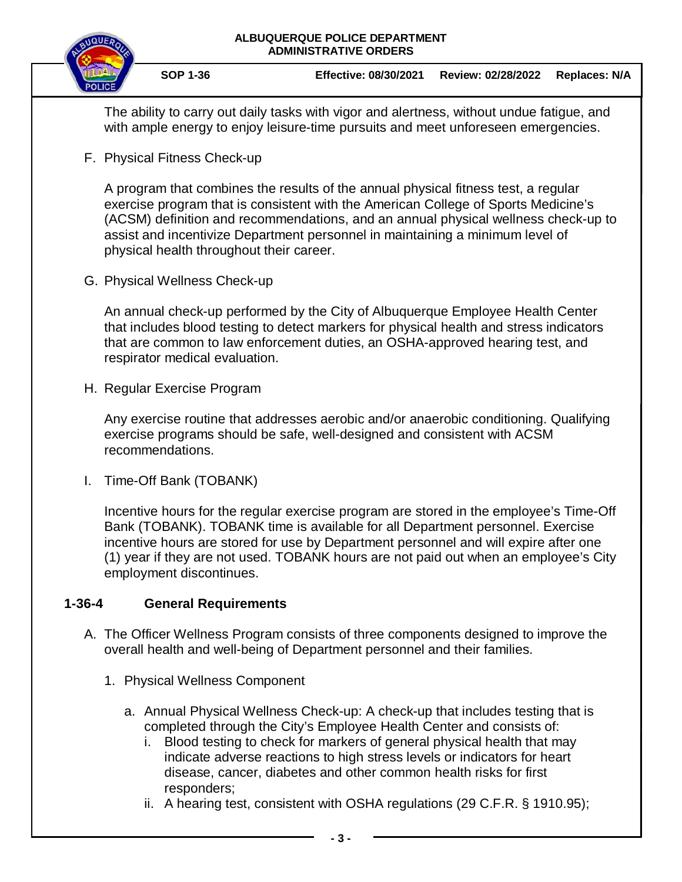The ability to carry out daily tasks with vigor and alertness, without undue fatigue, and with ample energy to enjoy leisure-time pursuits and meet unforeseen emergencies.

F. Physical Fitness Check-up

A program that combines the results of the annual physical fitness test, a regular exercise program that is consistent with the American College of Sports Medicine's (ACSM) definition and recommendations, and an annual physical wellness check-up to assist and incentivize Department personnel in maintaining a minimum level of physical health throughout their career.

G. Physical Wellness Check-up

An annual check-up performed by the City of Albuquerque Employee Health Center that includes blood testing to detect markers for physical health and stress indicators that are common to law enforcement duties, an OSHA-approved hearing test, and respirator medical evaluation.

H. Regular Exercise Program

Any exercise routine that addresses aerobic and/or anaerobic conditioning. Qualifying exercise programs should be safe, well-designed and consistent with ACSM recommendations.

I. Time-Off Bank (TOBANK)

Incentive hours for the regular exercise program are stored in the employee's Time-Off Bank (TOBANK). TOBANK time is available for all Department personnel. Exercise incentive hours are stored for use by Department personnel and will expire after one (1) year if they are not used. TOBANK hours are not paid out when an employee's City employment discontinues.

## 1-36-4 General Requirements

A. The Officer Wellness Program consists of three components designed to improve the overall health and well-being of Department personnel and their families.

1. Physical Wellness Component

    a. Annual Physical Wellness Check-up: A check-up that includes testing that is completed through the City's Employee Health Center and consists of:
        i. Blood testing to check for markers of general physical health that may indicate adverse reactions to high stress levels or indicators for heart disease, cancer, diabetes and other common health risks for first responders;
        ii. A hearing test, consistent with OSHA regulations (29 C.F.R. § 1910.95);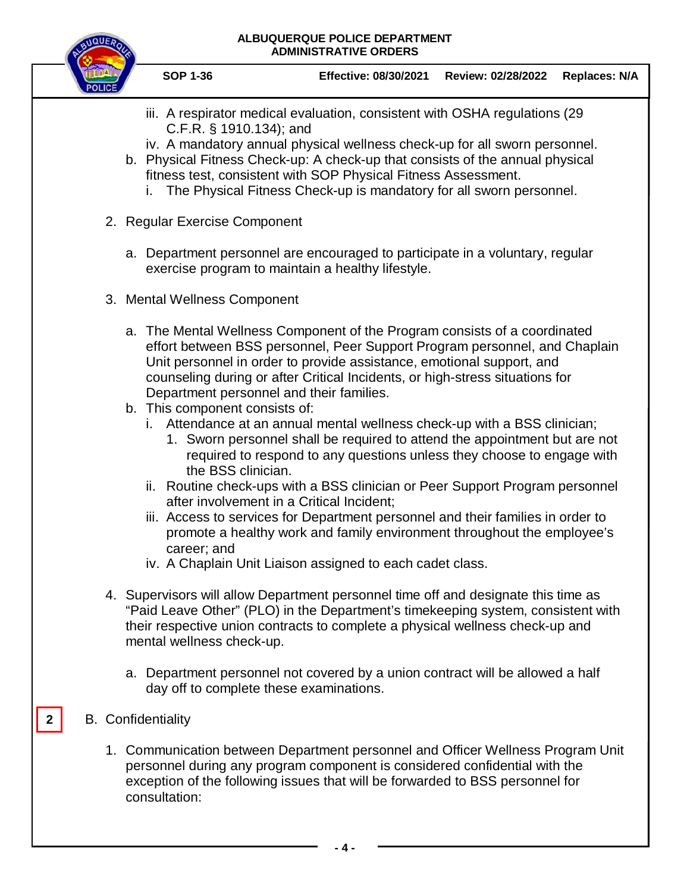iii. A respirator medical evaluation, consistent with OSHA regulations (29 C.F.R. § 1910.134); and

iv. A mandatory annual physical wellness check-up for all sworn personnel.

b. Physical Fitness Check-up: A check-up that consists of the annual physical fitness test, consistent with SOP Physical Fitness Assessment.

i. The Physical Fitness Check-up is mandatory for all sworn personnel.

2. Regular Exercise Component

a. Department personnel are encouraged to participate in a voluntary, regular exercise program to maintain a healthy lifestyle.

3. Mental Wellness Component

a. The Mental Wellness Component of the Program consists of a coordinated effort between BSS personnel, Peer Support Program personnel, and Chaplain Unit personnel in order to provide assistance, emotional support, and counseling during or after Critical Incidents, or high-stress situations for Department personnel and their families.

b. This component consists of:

i. Attendance at an annual mental wellness check-up with a BSS clinician;

1. Sworn personnel shall be required to attend the appointment but are not required to respond to any questions unless they choose to engage with the BSS clinician.

ii. Routine check-ups with a BSS clinician or Peer Support Program personnel after involvement in a Critical Incident;

iii. Access to services for Department personnel and their families in order to promote a healthy work and family environment throughout the employee's career; and

iv. A Chaplain Unit Liaison assigned to each cadet class.

4. Supervisors will allow Department personnel time off and designate this time as "Paid Leave Other" (PLO) in the Department's timekeeping system, consistent with their respective union contracts to complete a physical wellness check-up and mental wellness check-up.

a. Department personnel not covered by a union contract will be allowed a half day off to complete these examinations.

2 B. Confidentiality

1. Communication between Department personnel and Officer Wellness Program Unit personnel during any program component is considered confidential with the exception of the following issues that will be forwarded to BSS personnel for consultation: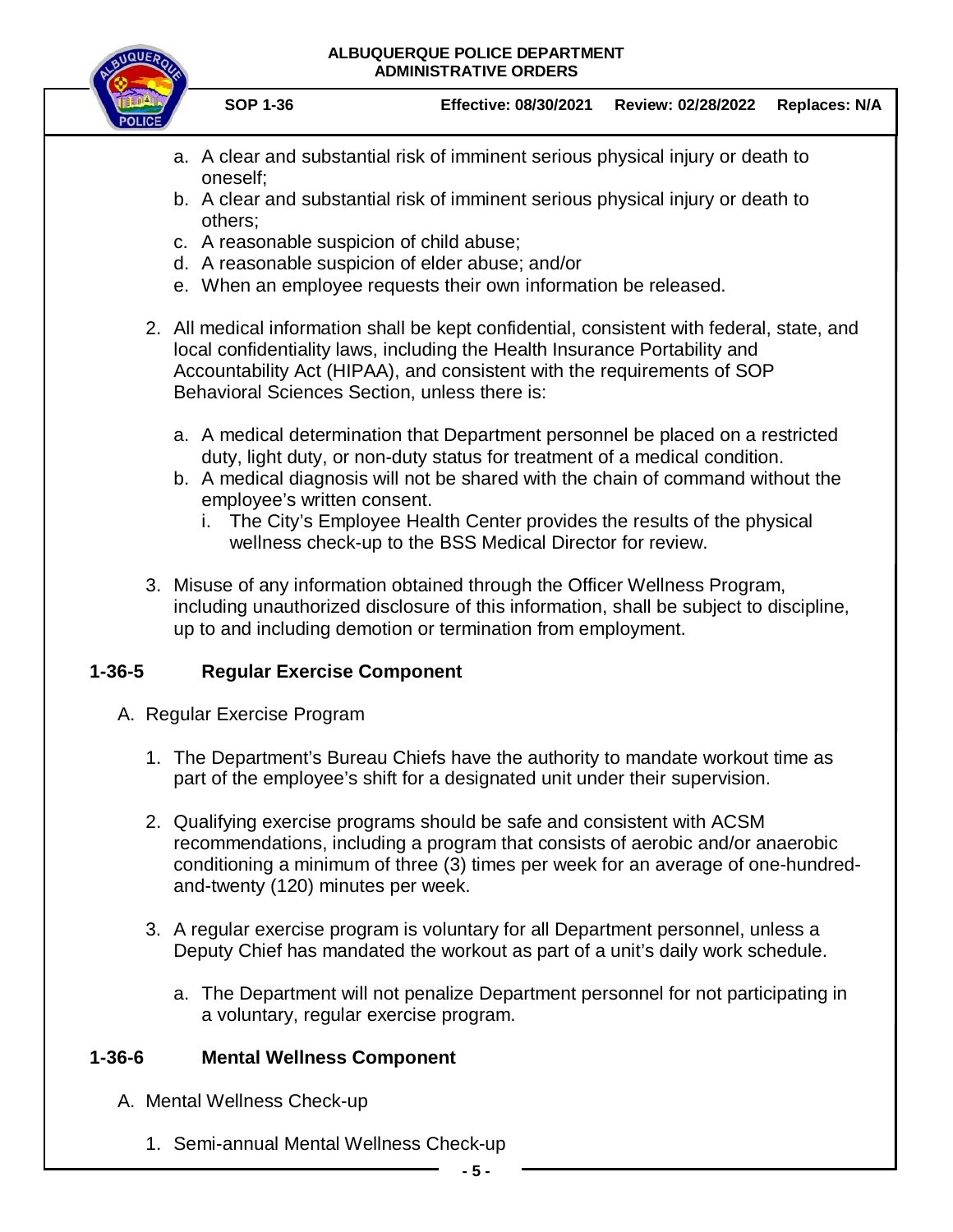a. A clear and substantial risk of imminent serious physical injury or death to oneself;
b. A clear and substantial risk of imminent serious physical injury or death to others;
c. A reasonable suspicion of child abuse;
d. A reasonable suspicion of elder abuse; and/or
e. When an employee requests their own information be released.

2. All medical information shall be kept confidential, consistent with federal, state, and local confidentiality laws, including the Health Insurance Portability and Accountability Act (HIPAA), and consistent with the requirements of SOP Behavioral Sciences Section, unless there is:

   a. A medical determination that Department personnel be placed on a restricted duty, light duty, or non-duty status for treatment of a medical condition.
   b. A medical diagnosis will not be shared with the chain of command without the employee's written consent.
      i. The City's Employee Health Center provides the results of the physical wellness check-up to the BSS Medical Director for review.

3. Misuse of any information obtained through the Officer Wellness Program, including unauthorized disclosure of this information, shall be subject to discipline, up to and including demotion or termination from employment.

## 1-36-5 Regular Exercise Component

A. Regular Exercise Program

1. The Department's Bureau Chiefs have the authority to mandate workout time as part of the employee's shift for a designated unit under their supervision.

2. Qualifying exercise programs should be safe and consistent with ACSM recommendations, including a program that consists of aerobic and/or anaerobic conditioning a minimum of three (3) times per week for an average of one-hundred-and-twenty (120) minutes per week.

3. A regular exercise program is voluntary for all Department personnel, unless a Deputy Chief has mandated the workout as part of a unit's daily work schedule.

   a. The Department will not penalize Department personnel for not participating in a voluntary, regular exercise program.

## 1-36-6 Mental Wellness Component

A. Mental Wellness Check-up

1. Semi-annual Mental Wellness Check-up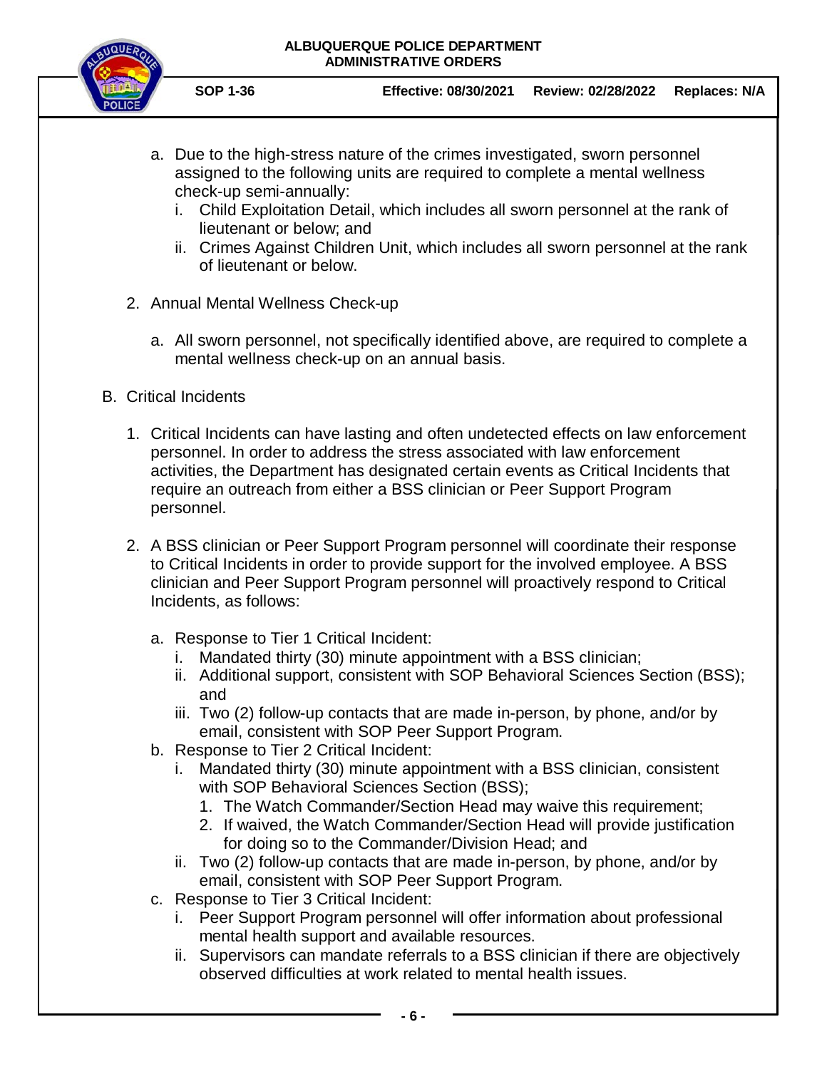a. Due to the high-stress nature of the crimes investigated, sworn personnel assigned to the following units are required to complete a mental wellness check-up semi-annually:
   i. Child Exploitation Detail, which includes all sworn personnel at the rank of lieutenant or below; and
   ii. Crimes Against Children Unit, which includes all sworn personnel at the rank of lieutenant or below.

2. Annual Mental Wellness Check-up

   a. All sworn personnel, not specifically identified above, are required to complete a mental wellness check-up on an annual basis.

B. Critical Incidents

1. Critical Incidents can have lasting and often undetected effects on law enforcement personnel. In order to address the stress associated with law enforcement activities, the Department has designated certain events as Critical Incidents that require an outreach from either a BSS clinician or Peer Support Program personnel.

2. A BSS clinician or Peer Support Program personnel will coordinate their response to Critical Incidents in order to provide support for the involved employee. A BSS clinician and Peer Support Program personnel will proactively respond to Critical Incidents, as follows:

   a. Response to Tier 1 Critical Incident:
      i. Mandated thirty (30) minute appointment with a BSS clinician;
      ii. Additional support, consistent with SOP Behavioral Sciences Section (BSS); and
      iii. Two (2) follow-up contacts that are made in-person, by phone, and/or by email, consistent with SOP Peer Support Program.
   b. Response to Tier 2 Critical Incident:
      i. Mandated thirty (30) minute appointment with a BSS clinician, consistent with SOP Behavioral Sciences Section (BSS);
         1. The Watch Commander/Section Head may waive this requirement;
         2. If waived, the Watch Commander/Section Head will provide justification for doing so to the Commander/Division Head; and
      ii. Two (2) follow-up contacts that are made in-person, by phone, and/or by email, consistent with SOP Peer Support Program.
   c. Response to Tier 3 Critical Incident:
      i. Peer Support Program personnel will offer information about professional mental health support and available resources.
      ii. Supervisors can mandate referrals to a BSS clinician if there are objectively observed difficulties at work related to mental health issues.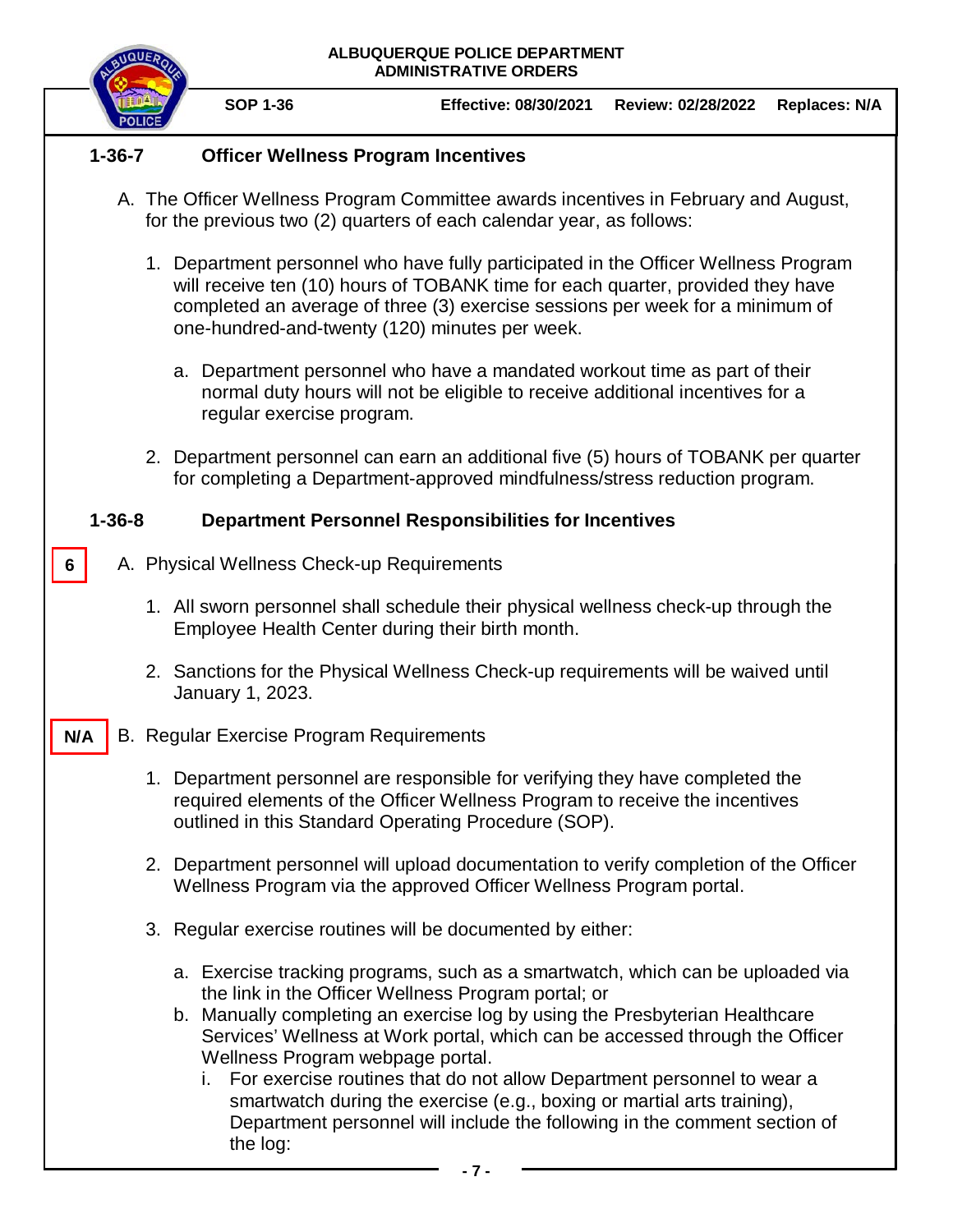## 1-36-7 Officer Wellness Program Incentives

A. The Officer Wellness Program Committee awards incentives in February and August, for the previous two (2) quarters of each calendar year, as follows:

1. Department personnel who have fully participated in the Officer Wellness Program will receive ten (10) hours of TOBANK time for each quarter, provided they have completed an average of three (3) exercise sessions per week for a minimum of one-hundred-and-twenty (120) minutes per week.

    a. Department personnel who have a mandated workout time as part of their normal duty hours will not be eligible to receive additional incentives for a regular exercise program.

2. Department personnel can earn an additional five (5) hours of TOBANK per quarter for completing a Department-approved mindfulness/stress reduction program.

## 1-36-8 Department Personnel Responsibilities for Incentives

**6**

A. Physical Wellness Check-up Requirements

1. All sworn personnel shall schedule their physical wellness check-up through the Employee Health Center during their birth month.

2. Sanctions for the Physical Wellness Check-up requirements will be waived until January 1, 2023.

**N/A**

B. Regular Exercise Program Requirements

1. Department personnel are responsible for verifying they have completed the required elements of the Officer Wellness Program to receive the incentives outlined in this Standard Operating Procedure (SOP).

2. Department personnel will upload documentation to verify completion of the Officer Wellness Program via the approved Officer Wellness Program portal.

3. Regular exercise routines will be documented by either:

    a. Exercise tracking programs, such as a smartwatch, which can be uploaded via the link in the Officer Wellness Program portal; or

    b. Manually completing an exercise log by using the Presbyterian Healthcare Services' Wellness at Work portal, which can be accessed through the Officer Wellness Program webpage portal.

        i. For exercise routines that do not allow Department personnel to wear a smartwatch during the exercise (e.g., boxing or martial arts training), Department personnel will include the following in the comment section of the log: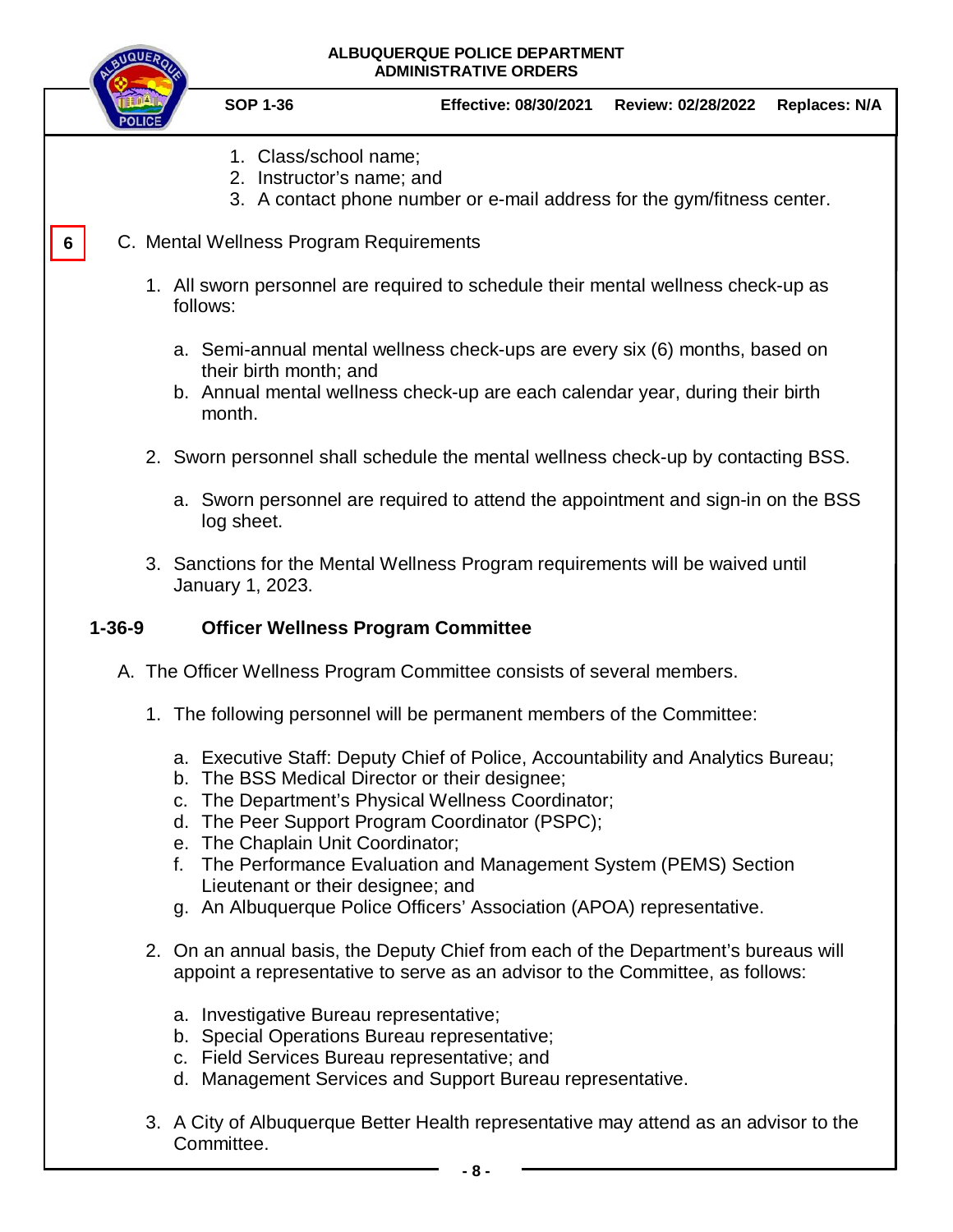1. Class/school name;
2. Instructor's name; and
3. A contact phone number or e-mail address for the gym/fitness center.

6

C. Mental Wellness Program Requirements

   1. All sworn personnel are required to schedule their mental wellness check-up as follows:

      a. Semi-annual mental wellness check-ups are every six (6) months, based on their birth month; and
      b. Annual mental wellness check-up are each calendar year, during their birth month.

   2. Sworn personnel shall schedule the mental wellness check-up by contacting BSS.

      a. Sworn personnel are required to attend the appointment and sign-in on the BSS log sheet.

   3. Sanctions for the Mental Wellness Program requirements will be waived until January 1, 2023.

## 1-36-9 Officer Wellness Program Committee

A. The Officer Wellness Program Committee consists of several members.

   1. The following personnel will be permanent members of the Committee:

      a. Executive Staff: Deputy Chief of Police, Accountability and Analytics Bureau;
      b. The BSS Medical Director or their designee;
      c. The Department's Physical Wellness Coordinator;
      d. The Peer Support Program Coordinator (PSPC);
      e. The Chaplain Unit Coordinator;
      f. The Performance Evaluation and Management System (PEMS) Section Lieutenant or their designee; and
      g. An Albuquerque Police Officers' Association (APOA) representative.

   2. On an annual basis, the Deputy Chief from each of the Department's bureaus will appoint a representative to serve as an advisor to the Committee, as follows:

      a. Investigative Bureau representative;
      b. Special Operations Bureau representative;
      c. Field Services Bureau representative; and
      d. Management Services and Support Bureau representative.

   3. A City of Albuquerque Better Health representative may attend as an advisor to the Committee.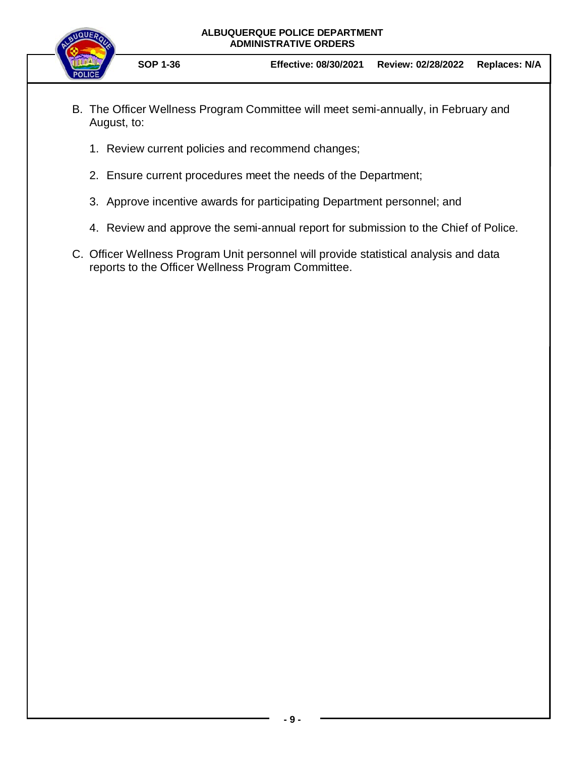B. The Officer Wellness Program Committee will meet semi-annually, in February and August, to:

   1. Review current policies and recommend changes;

   2. Ensure current procedures meet the needs of the Department;

   3. Approve incentive awards for participating Department personnel; and

   4. Review and approve the semi-annual report for submission to the Chief of Police.

C. Officer Wellness Program Unit personnel will provide statistical analysis and data reports to the Officer Wellness Program Committee.